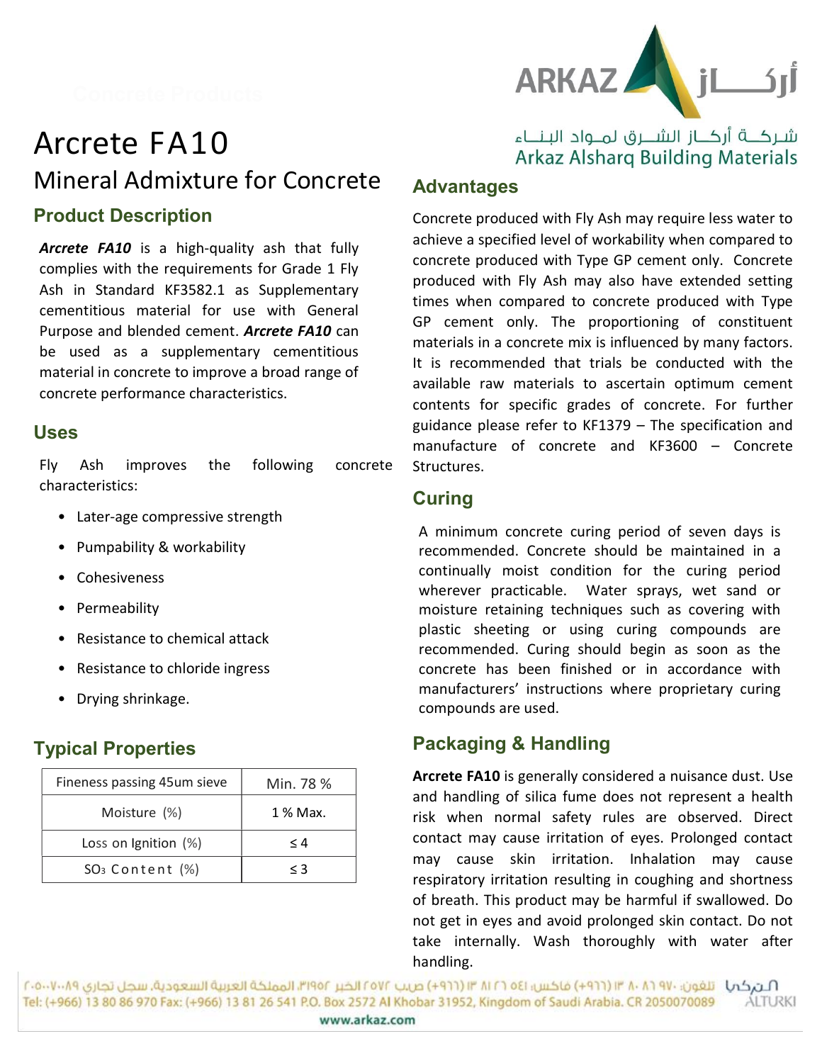ARKAZ أركاز

شركة أركاز الشرق لمواد البناء
Arkaz Alsharq Building Materials

# Arcrete FA10

## Mineral Admixture for Concrete

### Product Description

***Arcrete FA10*** is a high-quality ash that fully complies with the requirements for Grade 1 Fly Ash in Standard KF3582.1 as Supplementary cementitious material for use with General Purpose and blended cement. ***Arcrete FA10*** can be used as a supplementary cementitious material in concrete to improve a broad range of concrete performance characteristics.

### Uses

Fly Ash improves the following concrete characteristics:

- Later-age compressive strength
- Pumpability & workability
- Cohesiveness
- Permeability
- Resistance to chemical attack
- Resistance to chloride ingress
- Drying shrinkage.

### Typical Properties

| Fineness passing 45um sieve | Min. 78 % |
|---|---|
| Moisture (%) | 1 % Max. |
| Loss on Ignition (%) | ≤ 4 |
| $SO_3$ Content (%) | ≤ 3 |

### Advantages

Concrete produced with Fly Ash may require less water to achieve a specified level of workability when compared to concrete produced with Type GP cement only. Concrete produced with Fly Ash may also have extended setting times when compared to concrete produced with Type GP cement only. The proportioning of constituent materials in a concrete mix is influenced by many factors. It is recommended that trials be conducted with the available raw materials to ascertain optimum cement contents for specific grades of concrete. For further guidance please refer to KF1379 – The specification and manufacture of concrete and KF3600 – Concrete Structures.

### Curing

A minimum concrete curing period of seven days is recommended. Concrete should be maintained in a continually moist condition for the curing period wherever practicable. Water sprays, wet sand or moisture retaining techniques such as covering with plastic sheeting or using curing compounds are recommended. Curing should begin as soon as the concrete has been finished or in accordance with manufacturers' instructions where proprietary curing compounds are used.

### Packaging & Handling

**Arcrete FA10** is generally considered a nuisance dust. Use and handling of silica fume does not represent a health risk when normal safety rules are observed. Direct contact may cause irritation of eyes. Prolonged contact may cause skin irritation. Inhalation may cause respiratory irritation resulting in coughing and shortness of breath. This product may be harmful if swallowed. Do not get in eyes and avoid prolonged skin contact. Do not take internally. Wash thoroughly with water after handling.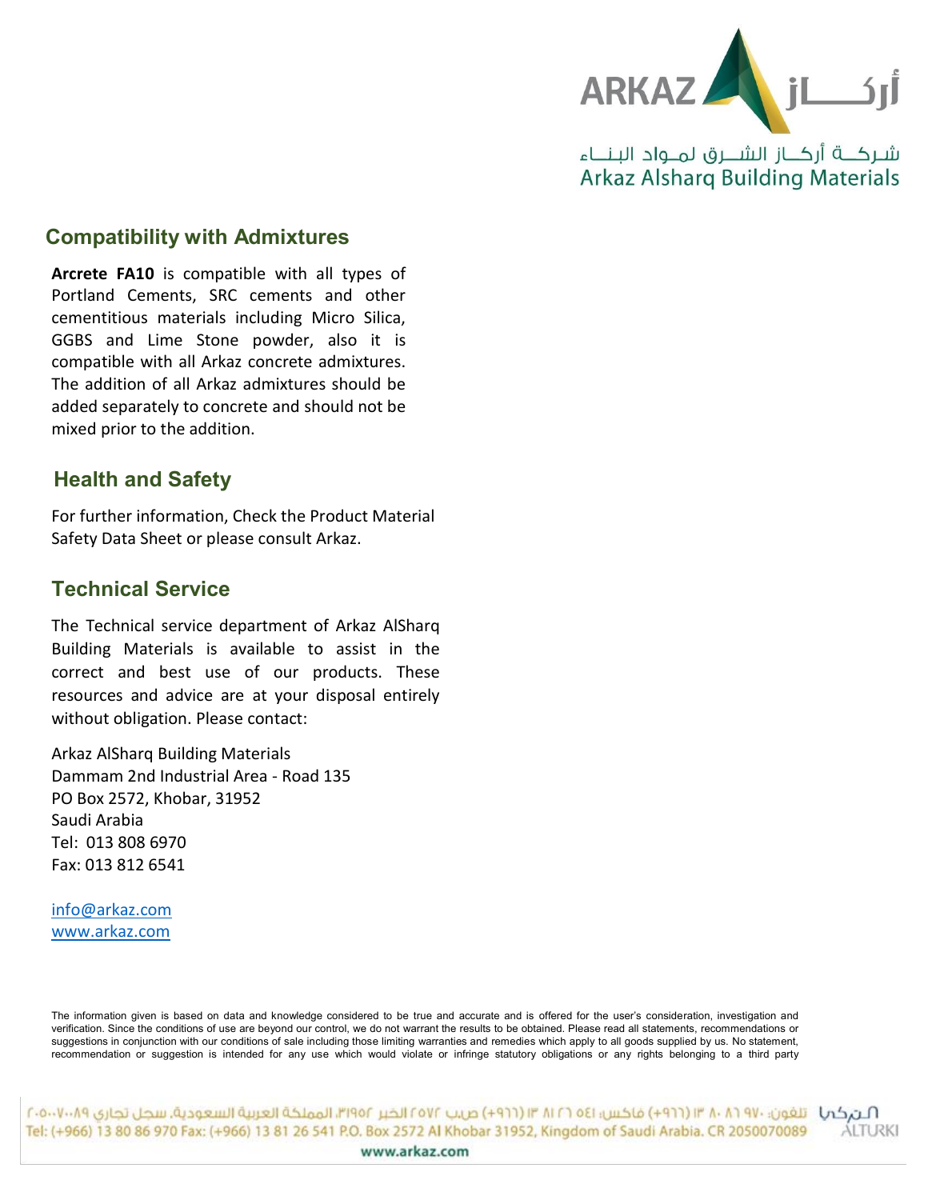## Compatibility with Admixtures

**Arcrete FA10** is compatible with all types of Portland Cements, SRC cements and other cementitious materials including Micro Silica, GGBS and Lime Stone powder, also it is compatible with all Arkaz concrete admixtures. The addition of all Arkaz admixtures should be added separately to concrete and should not be mixed prior to the addition.

## Health and Safety

For further information, Check the Product Material Safety Data Sheet or please consult Arkaz.

## Technical Service

The Technical service department of Arkaz AlSharq Building Materials is available to assist in the correct and best use of our products. These resources and advice are at your disposal entirely without obligation. Please contact:

Arkaz AlSharq Building Materials
Dammam 2nd Industrial Area - Road 135
PO Box 2572, Khobar, 31952
Saudi Arabia
Tel: 013 808 6970
Fax: 013 812 6541

info@arkaz.com
www.arkaz.com

The information given is based on data and knowledge considered to be true and accurate and is offered for the user's consideration, investigation and verification. Since the conditions of use are beyond our control, we do not warrant the results to be obtained. Please read all statements, recommendations or suggestions in conjunction with our conditions of sale including those limiting warranties and remedies which apply to all goods supplied by us. No statement, recommendation or suggestion is intended for any use which would violate or infringe statutory obligations or any rights belonging to a third party